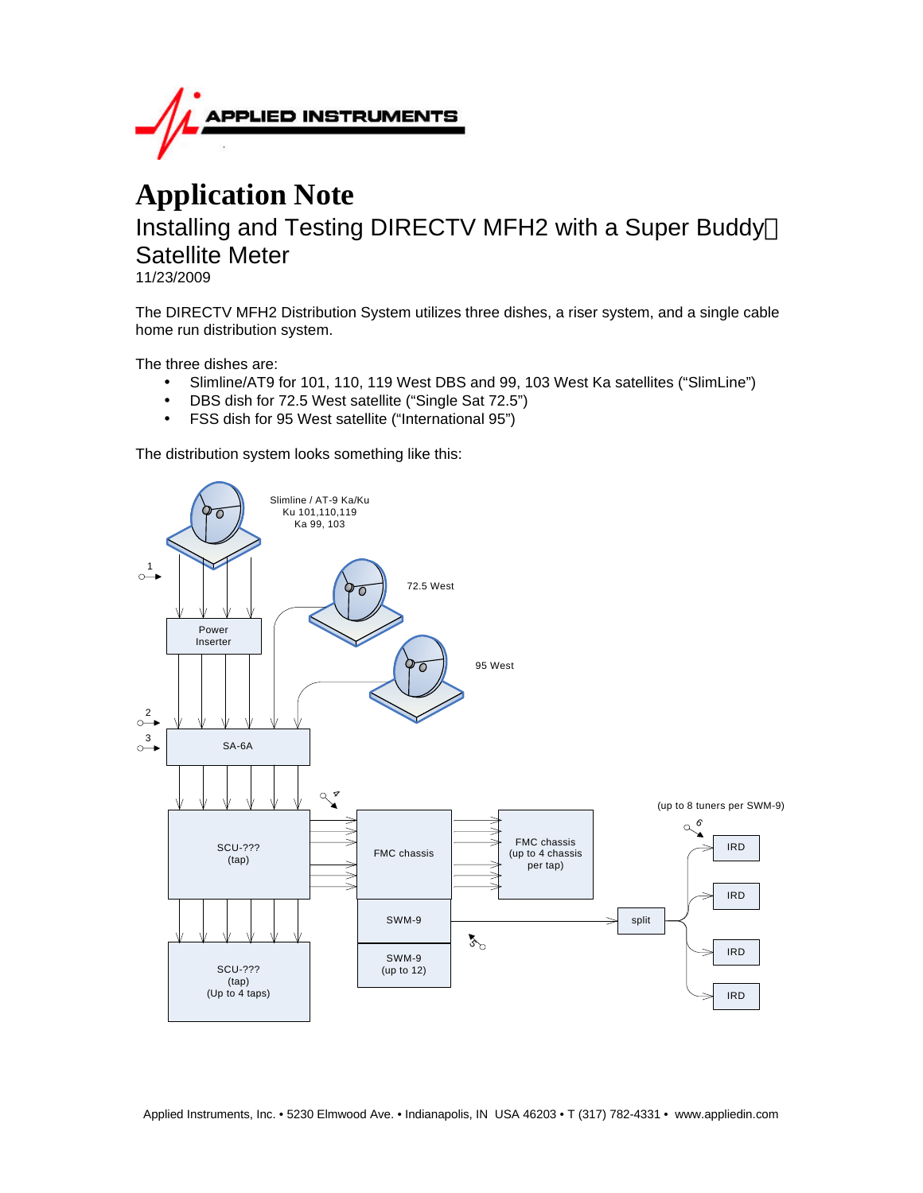# Application Note

## Installing and Testing DIRECTV MFH2 with a Super Buddy™ Satellite Meter

11/23/2009

The DIRECTV MFH2 Distribution System utilizes three dishes, a riser system, and a single cable home run distribution system.

The three dishes are:

- Slimline/AT9 for 101, 110, 119 West DBS and 99, 103 West Ka satellites ("SlimLine")
- DBS dish for 72.5 West satellite ("Single Sat 72.5")
- FSS dish for 95 West satellite ("International 95")

The distribution system looks something like this:

Slimline / AT-9 Ka/Ku
Ku 101,110,119
Ka 99, 103

72.5 West

95 West

1

Power Inserter

2

3

SA-6A

4

SCU-???
(tap)

FMC chassis

FMC chassis
(up to 4 chassis per tap)

(up to 8 tuners per SWM-9)

6

IRD

SWM-9

split

IRD

5

SWM-9
(up to 12)

IRD

SCU-???
(tap)
(Up to 4 taps)

IRD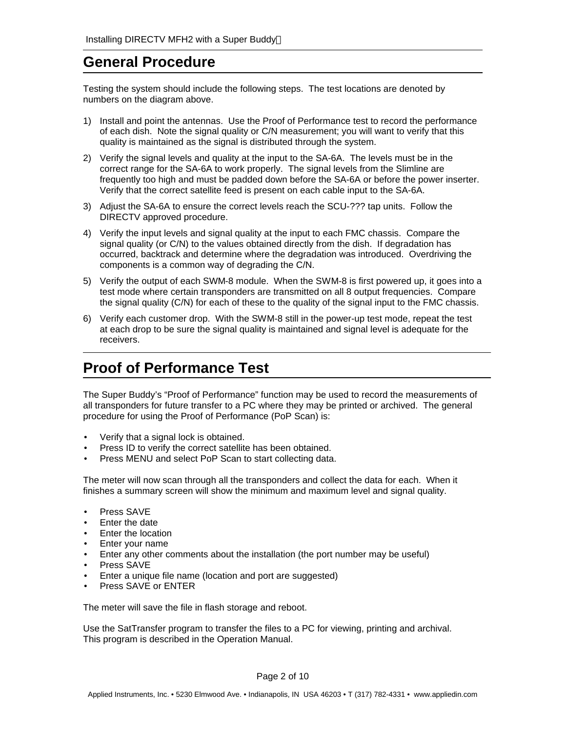## General Procedure

Testing the system should include the following steps. The test locations are denoted by numbers on the diagram above.

1) Install and point the antennas. Use the Proof of Performance test to record the performance of each dish. Note the signal quality or C/N measurement; you will want to verify that this quality is maintained as the signal is distributed through the system.
2) Verify the signal levels and quality at the input to the SA-6A. The levels must be in the correct range for the SA-6A to work properly. The signal levels from the Slimline are frequently too high and must be padded down before the SA-6A or before the power inserter. Verify that the correct satellite feed is present on each cable input to the SA-6A.
3) Adjust the SA-6A to ensure the correct levels reach the SCU-??? tap units. Follow the DIRECTV approved procedure.
4) Verify the input levels and signal quality at the input to each FMC chassis. Compare the signal quality (or C/N) to the values obtained directly from the dish. If degradation has occurred, backtrack and determine where the degradation was introduced. Overdriving the components is a common way of degrading the C/N.
5) Verify the output of each SWM-8 module. When the SWM-8 is first powered up, it goes into a test mode where certain transponders are transmitted on all 8 output frequencies. Compare the signal quality (C/N) for each of these to the quality of the signal input to the FMC chassis.
6) Verify each customer drop. With the SWM-8 still in the power-up test mode, repeat the test at each drop to be sure the signal quality is maintained and signal level is adequate for the receivers.

## Proof of Performance Test

The Super Buddy's "Proof of Performance" function may be used to record the measurements of all transponders for future transfer to a PC where they may be printed or archived. The general procedure for using the Proof of Performance (PoP Scan) is:

- Verify that a signal lock is obtained.
- Press ID to verify the correct satellite has been obtained.
- Press MENU and select PoP Scan to start collecting data.

The meter will now scan through all the transponders and collect the data for each. When it finishes a summary screen will show the minimum and maximum level and signal quality.

- Press SAVE
- Enter the date
- Enter the location
- Enter your name
- Enter any other comments about the installation (the port number may be useful)
- Press SAVE
- Enter a unique file name (location and port are suggested)
- Press SAVE or ENTER

The meter will save the file in flash storage and reboot.

Use the SatTransfer program to transfer the files to a PC for viewing, printing and archival. This program is described in the Operation Manual.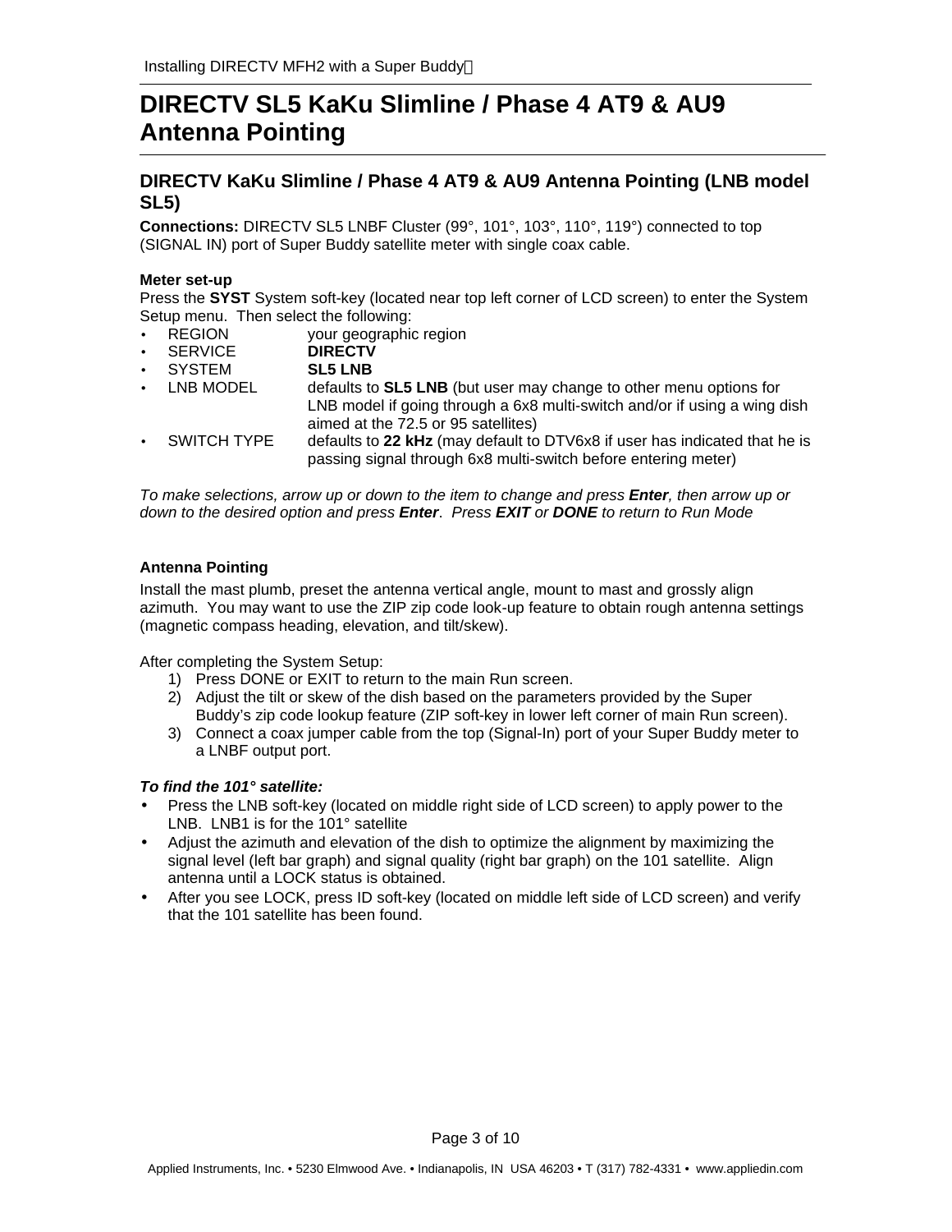# DIRECTV SL5 KaKu Slimline / Phase 4 AT9 & AU9 Antenna Pointing

## DIRECTV KaKu Slimline / Phase 4 AT9 & AU9 Antenna Pointing (LNB model SL5)

**Connections:** DIRECTV SL5 LNBF Cluster (99°, 101°, 103°, 110°, 119°) connected to top (SIGNAL IN) port of Super Buddy satellite meter with single coax cable.

**Meter set-up**
Press the **SYST** System soft-key (located near top left corner of LCD screen) to enter the System Setup menu. Then select the following:

- REGION — your geographic region
- SERVICE — **DIRECTV**
- SYSTEM — **SL5 LNB**
- LNB MODEL — defaults to **SL5 LNB** (but user may change to other menu options for LNB model if going through a 6x8 multi-switch and/or if using a wing dish aimed at the 72.5 or 95 satellites)
- SWITCH TYPE — defaults to **22 kHz** (may default to DTV6x8 if user has indicated that he is passing signal through 6x8 multi-switch before entering meter)

*To make selections, arrow up or down to the item to change and press* ***Enter****, then arrow up or down to the desired option and press* ***Enter****. Press* ***EXIT*** *or* ***DONE*** *to return to Run Mode*

**Antenna Pointing**

Install the mast plumb, preset the antenna vertical angle, mount to mast and grossly align azimuth. You may want to use the ZIP zip code look-up feature to obtain rough antenna settings (magnetic compass heading, elevation, and tilt/skew).

After completing the System Setup:

1) Press DONE or EXIT to return to the main Run screen.
2) Adjust the tilt or skew of the dish based on the parameters provided by the Super Buddy's zip code lookup feature (ZIP soft-key in lower left corner of main Run screen).
3) Connect a coax jumper cable from the top (Signal-In) port of your Super Buddy meter to a LNBF output port.

***To find the 101° satellite:***

- Press the LNB soft-key (located on middle right side of LCD screen) to apply power to the LNB. LNB1 is for the 101° satellite
- Adjust the azimuth and elevation of the dish to optimize the alignment by maximizing the signal level (left bar graph) and signal quality (right bar graph) on the 101 satellite. Align antenna until a LOCK status is obtained.
- After you see LOCK, press ID soft-key (located on middle left side of LCD screen) and verify that the 101 satellite has been found.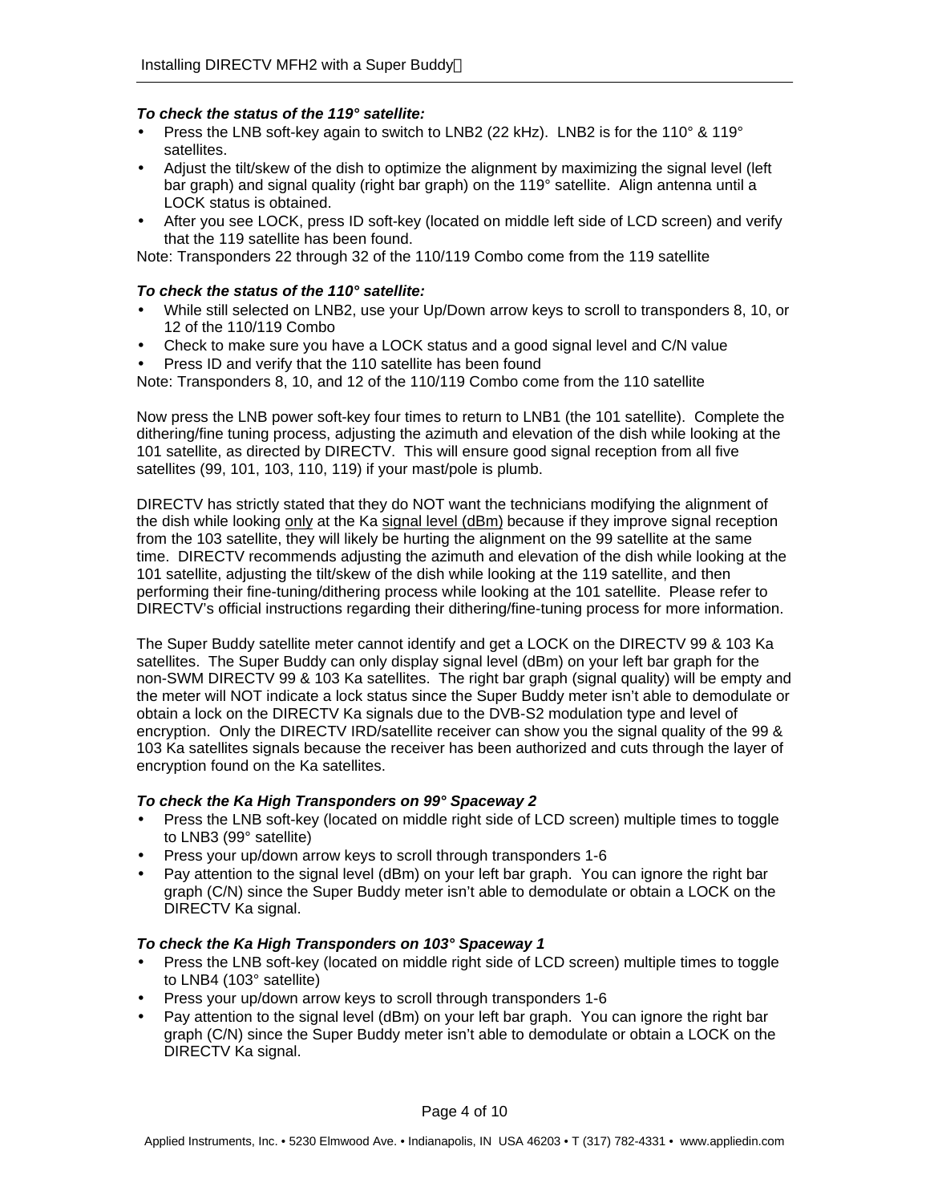***To check the status of the 119° satellite:***

- Press the LNB soft-key again to switch to LNB2 (22 kHz). LNB2 is for the 110° & 119° satellites.
- Adjust the tilt/skew of the dish to optimize the alignment by maximizing the signal level (left bar graph) and signal quality (right bar graph) on the 119° satellite. Align antenna until a LOCK status is obtained.
- After you see LOCK, press ID soft-key (located on middle left side of LCD screen) and verify that the 119 satellite has been found.

Note: Transponders 22 through 32 of the 110/119 Combo come from the 119 satellite

***To check the status of the 110° satellite:***

- While still selected on LNB2, use your Up/Down arrow keys to scroll to transponders 8, 10, or 12 of the 110/119 Combo
- Check to make sure you have a LOCK status and a good signal level and C/N value
- Press ID and verify that the 110 satellite has been found

Note: Transponders 8, 10, and 12 of the 110/119 Combo come from the 110 satellite

Now press the LNB power soft-key four times to return to LNB1 (the 101 satellite). Complete the dithering/fine tuning process, adjusting the azimuth and elevation of the dish while looking at the 101 satellite, as directed by DIRECTV. This will ensure good signal reception from all five satellites (99, 101, 103, 110, 119) if your mast/pole is plumb.

DIRECTV has strictly stated that they do NOT want the technicians modifying the alignment of the dish while looking <u>only</u> at the Ka <u>signal level (dBm)</u> because if they improve signal reception from the 103 satellite, they will likely be hurting the alignment on the 99 satellite at the same time. DIRECTV recommends adjusting the azimuth and elevation of the dish while looking at the 101 satellite, adjusting the tilt/skew of the dish while looking at the 119 satellite, and then performing their fine-tuning/dithering process while looking at the 101 satellite. Please refer to DIRECTV's official instructions regarding their dithering/fine-tuning process for more information.

The Super Buddy satellite meter cannot identify and get a LOCK on the DIRECTV 99 & 103 Ka satellites. The Super Buddy can only display signal level (dBm) on your left bar graph for the non-SWM DIRECTV 99 & 103 Ka satellites. The right bar graph (signal quality) will be empty and the meter will NOT indicate a lock status since the Super Buddy meter isn't able to demodulate or obtain a lock on the DIRECTV Ka signals due to the DVB-S2 modulation type and level of encryption. Only the DIRECTV IRD/satellite receiver can show you the signal quality of the 99 & 103 Ka satellites signals because the receiver has been authorized and cuts through the layer of encryption found on the Ka satellites.

***To check the Ka High Transponders on 99° Spaceway 2***

- Press the LNB soft-key (located on middle right side of LCD screen) multiple times to toggle to LNB3 (99° satellite)
- Press your up/down arrow keys to scroll through transponders 1-6
- Pay attention to the signal level (dBm) on your left bar graph. You can ignore the right bar graph (C/N) since the Super Buddy meter isn't able to demodulate or obtain a LOCK on the DIRECTV Ka signal.

***To check the Ka High Transponders on 103° Spaceway 1***

- Press the LNB soft-key (located on middle right side of LCD screen) multiple times to toggle to LNB4 (103° satellite)
- Press your up/down arrow keys to scroll through transponders 1-6
- Pay attention to the signal level (dBm) on your left bar graph. You can ignore the right bar graph (C/N) since the Super Buddy meter isn't able to demodulate or obtain a LOCK on the DIRECTV Ka signal.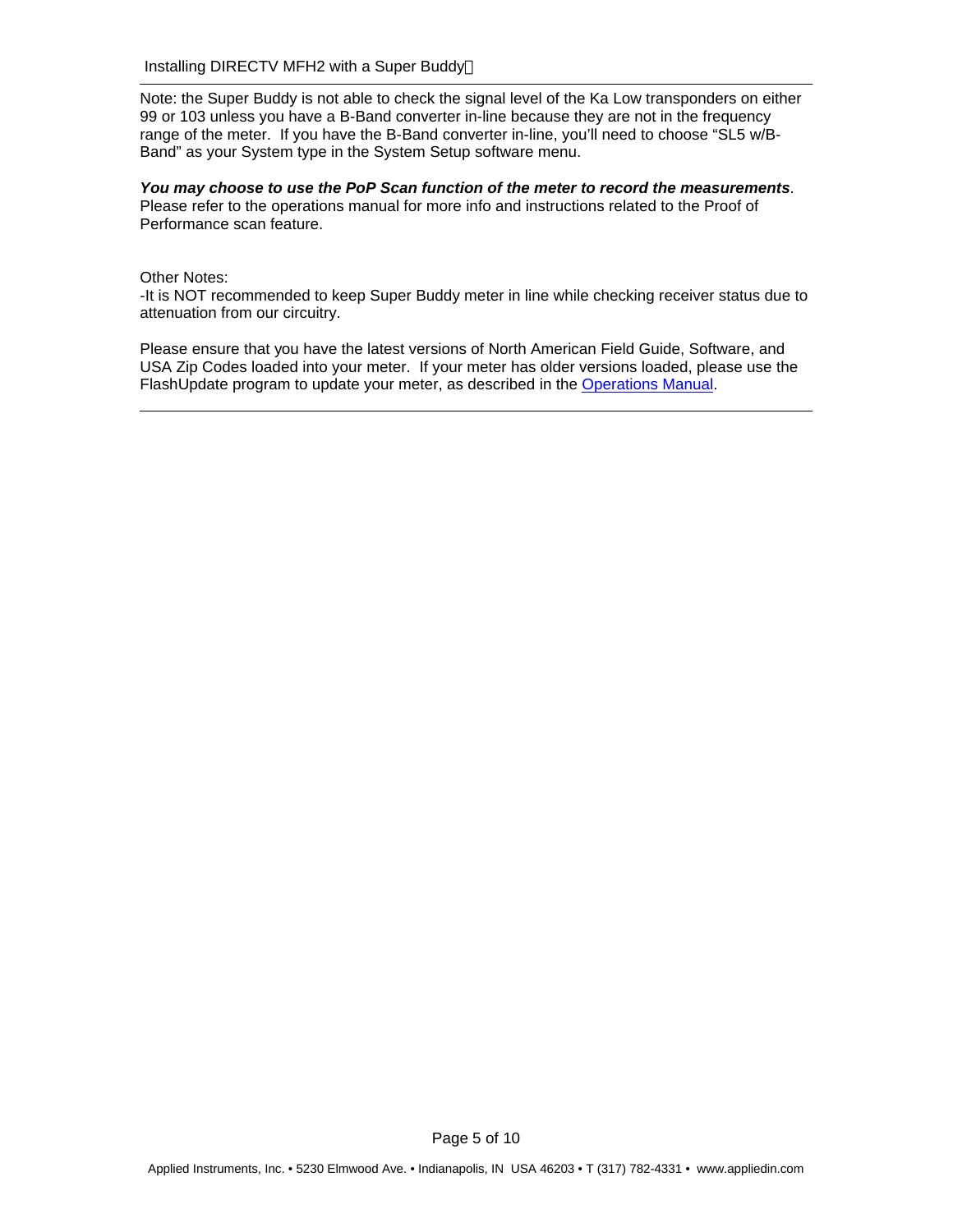Note: the Super Buddy is not able to check the signal level of the Ka Low transponders on either 99 or 103 unless you have a B-Band converter in-line because they are not in the frequency range of the meter. If you have the B-Band converter in-line, you'll need to choose "SL5 w/B-Band" as your System type in the System Setup software menu.

***You may choose to use the PoP Scan function of the meter to record the measurements***. Please refer to the operations manual for more info and instructions related to the Proof of Performance scan feature.

Other Notes:
-It is NOT recommended to keep Super Buddy meter in line while checking receiver status due to attenuation from our circuitry.

Please ensure that you have the latest versions of North American Field Guide, Software, and USA Zip Codes loaded into your meter. If your meter has older versions loaded, please use the FlashUpdate program to update your meter, as described in the Operations Manual.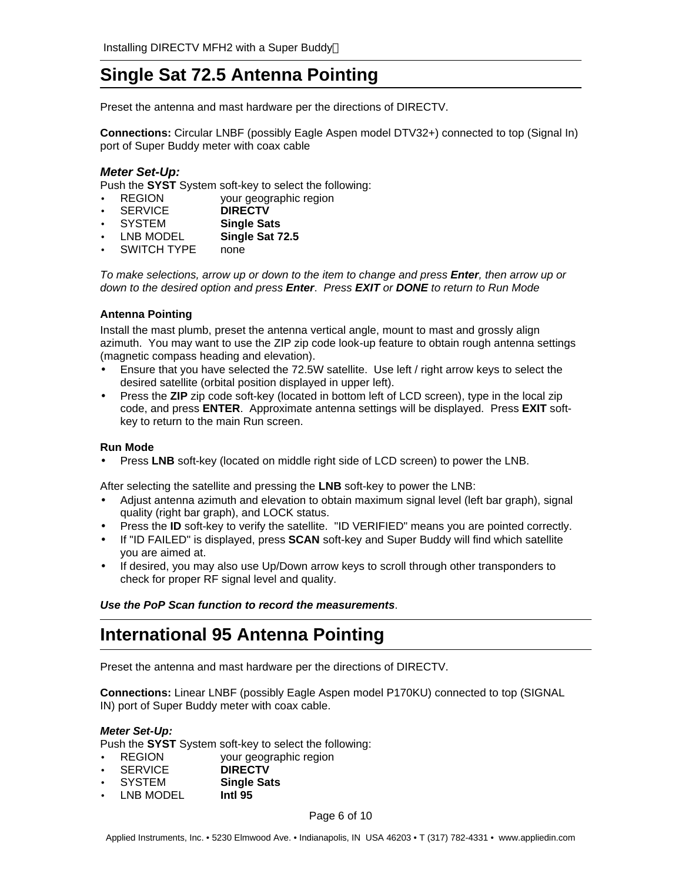## Single Sat 72.5 Antenna Pointing

Preset the antenna and mast hardware per the directions of DIRECTV.

**Connections:** Circular LNBF (possibly Eagle Aspen model DTV32+) connected to top (Signal In) port of Super Buddy meter with coax cable

### *Meter Set-Up:*

Push the **SYST** System soft-key to select the following:

- REGION your geographic region
- SERVICE **DIRECTV**
- SYSTEM **Single Sats**
- LNB MODEL **Single Sat 72.5**
- SWITCH TYPE none

*To make selections, arrow up or down to the item to change and press **Enter**, then arrow up or down to the desired option and press **Enter**. Press **EXIT** or **DONE** to return to Run Mode*

**Antenna Pointing**

Install the mast plumb, preset the antenna vertical angle, mount to mast and grossly align azimuth. You may want to use the ZIP zip code look-up feature to obtain rough antenna settings (magnetic compass heading and elevation).

- Ensure that you have selected the 72.5W satellite. Use left / right arrow keys to select the desired satellite (orbital position displayed in upper left).
- Press the **ZIP** zip code soft-key (located in bottom left of LCD screen), type in the local zip code, and press **ENTER**. Approximate antenna settings will be displayed. Press **EXIT** soft-key to return to the main Run screen.

**Run Mode**

- Press **LNB** soft-key (located on middle right side of LCD screen) to power the LNB.

After selecting the satellite and pressing the **LNB** soft-key to power the LNB:

- Adjust antenna azimuth and elevation to obtain maximum signal level (left bar graph), signal quality (right bar graph), and LOCK status.
- Press the **ID** soft-key to verify the satellite. "ID VERIFIED" means you are pointed correctly.
- If "ID FAILED" is displayed, press **SCAN** soft-key and Super Buddy will find which satellite you are aimed at.
- If desired, you may also use Up/Down arrow keys to scroll through other transponders to check for proper RF signal level and quality.

***Use the PoP Scan function to record the measurements***.

## International 95 Antenna Pointing

Preset the antenna and mast hardware per the directions of DIRECTV.

**Connections:** Linear LNBF (possibly Eagle Aspen model P170KU) connected to top (SIGNAL IN) port of Super Buddy meter with coax cable.

***Meter Set-Up:***

Push the **SYST** System soft-key to select the following:

- REGION your geographic region
- SERVICE **DIRECTV**
- SYSTEM **Single Sats**
- LNB MODEL **Intl 95**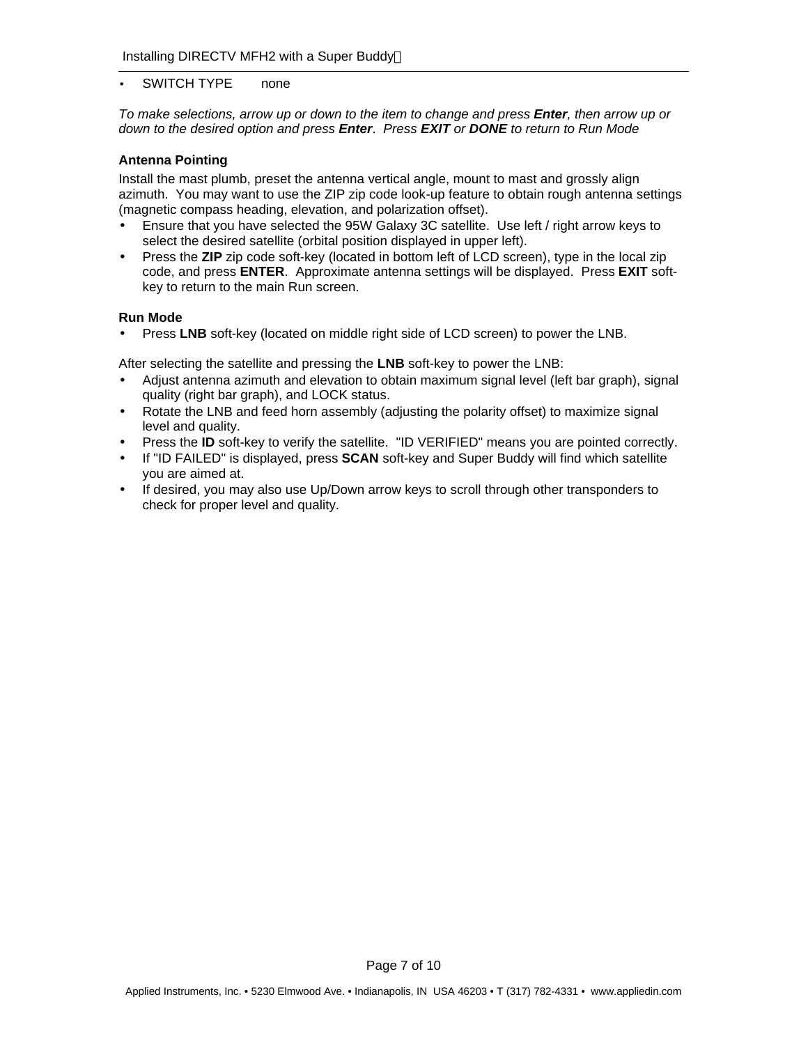- SWITCH TYPE        none

*To make selections, arrow up or down to the item to change and press **Enter**, then arrow up or down to the desired option and press **Enter**.  Press **EXIT** or **DONE** to return to Run Mode*

**Antenna Pointing**

Install the mast plumb, preset the antenna vertical angle, mount to mast and grossly align azimuth.  You may want to use the ZIP zip code look-up feature to obtain rough antenna settings (magnetic compass heading, elevation, and polarization offset).

- Ensure that you have selected the 95W Galaxy 3C satellite.  Use left / right arrow keys to select the desired satellite (orbital position displayed in upper left).
- Press the **ZIP** zip code soft-key (located in bottom left of LCD screen), type in the local zip code, and press **ENTER**.  Approximate antenna settings will be displayed.  Press **EXIT** soft-key to return to the main Run screen.

**Run Mode**

- Press **LNB** soft-key (located on middle right side of LCD screen) to power the LNB.

After selecting the satellite and pressing the **LNB** soft-key to power the LNB:

- Adjust antenna azimuth and elevation to obtain maximum signal level (left bar graph), signal quality (right bar graph), and LOCK status.
- Rotate the LNB and feed horn assembly (adjusting the polarity offset) to maximize signal level and quality.
- Press the **ID** soft-key to verify the satellite.  "ID VERIFIED" means you are pointed correctly.
- If "ID FAILED" is displayed, press **SCAN** soft-key and Super Buddy will find which satellite you are aimed at.
- If desired, you may also use Up/Down arrow keys to scroll through other transponders to check for proper level and quality.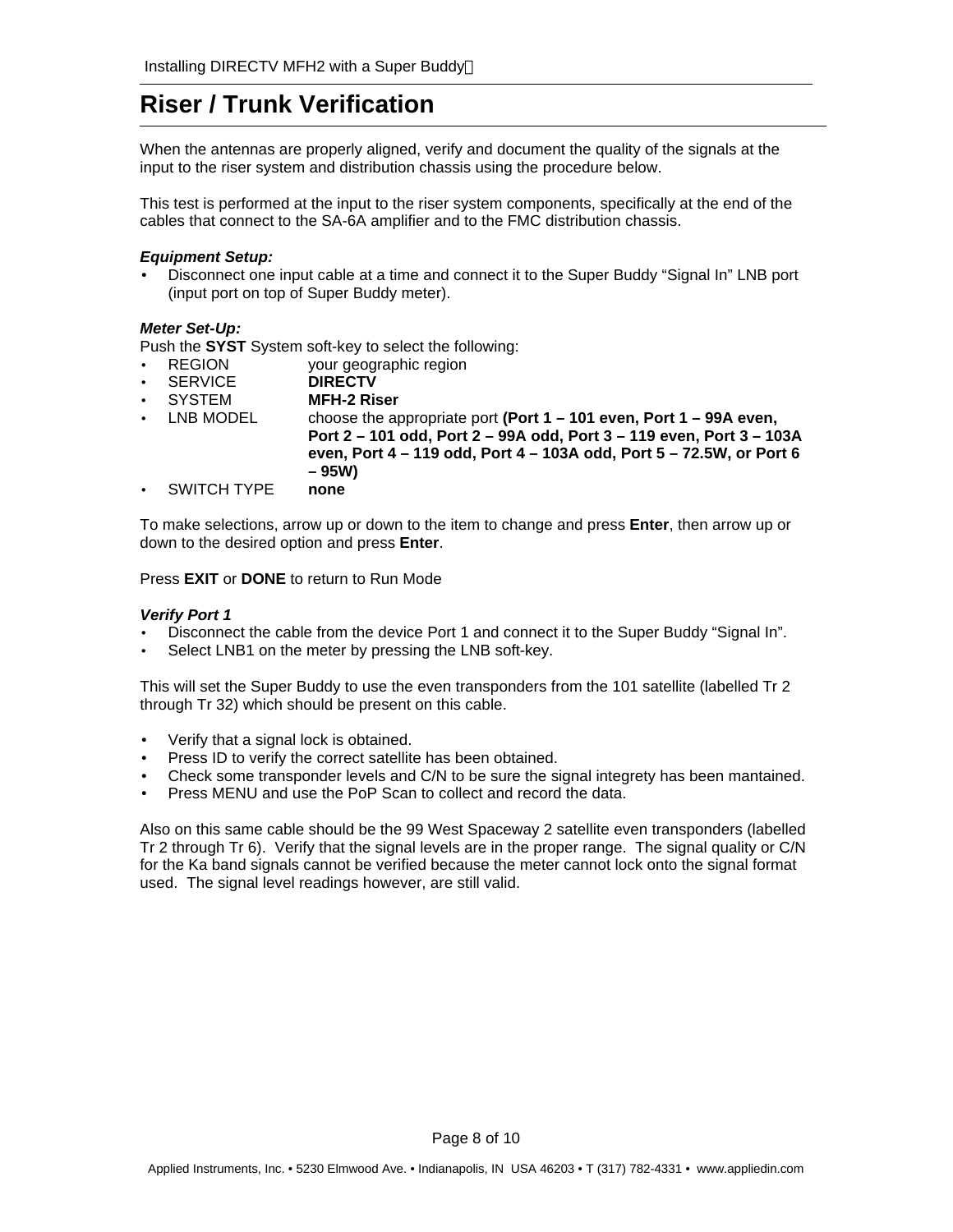# Riser / Trunk Verification

When the antennas are properly aligned, verify and document the quality of the signals at the input to the riser system and distribution chassis using the procedure below.

This test is performed at the input to the riser system components, specifically at the end of the cables that connect to the SA-6A amplifier and to the FMC distribution chassis.

***Equipment Setup:***

- Disconnect one input cable at a time and connect it to the Super Buddy "Signal In" LNB port (input port on top of Super Buddy meter).

***Meter Set-Up:***

Push the **SYST** System soft-key to select the following:

- REGION — your geographic region
- SERVICE — **DIRECTV**
- SYSTEM — **MFH-2 Riser**
- LNB MODEL — choose the appropriate port **(Port 1 – 101 even, Port 1 – 99A even, Port 2 – 101 odd, Port 2 – 99A odd, Port 3 – 119 even, Port 3 – 103A even, Port 4 – 119 odd, Port 4 – 103A odd, Port 5 – 72.5W, or Port 6 – 95W)**
- SWITCH TYPE — **none**

To make selections, arrow up or down to the item to change and press **Enter**, then arrow up or down to the desired option and press **Enter**.

Press **EXIT** or **DONE** to return to Run Mode

***Verify Port 1***

- Disconnect the cable from the device Port 1 and connect it to the Super Buddy "Signal In".
- Select LNB1 on the meter by pressing the LNB soft-key.

This will set the Super Buddy to use the even transponders from the 101 satellite (labelled Tr 2 through Tr 32) which should be present on this cable.

- Verify that a signal lock is obtained.
- Press ID to verify the correct satellite has been obtained.
- Check some transponder levels and C/N to be sure the signal integrety has been mantained.
- Press MENU and use the PoP Scan to collect and record the data.

Also on this same cable should be the 99 West Spaceway 2 satellite even transponders (labelled Tr 2 through Tr 6). Verify that the signal levels are in the proper range. The signal quality or C/N for the Ka band signals cannot be verified because the meter cannot lock onto the signal format used. The signal level readings however, are still valid.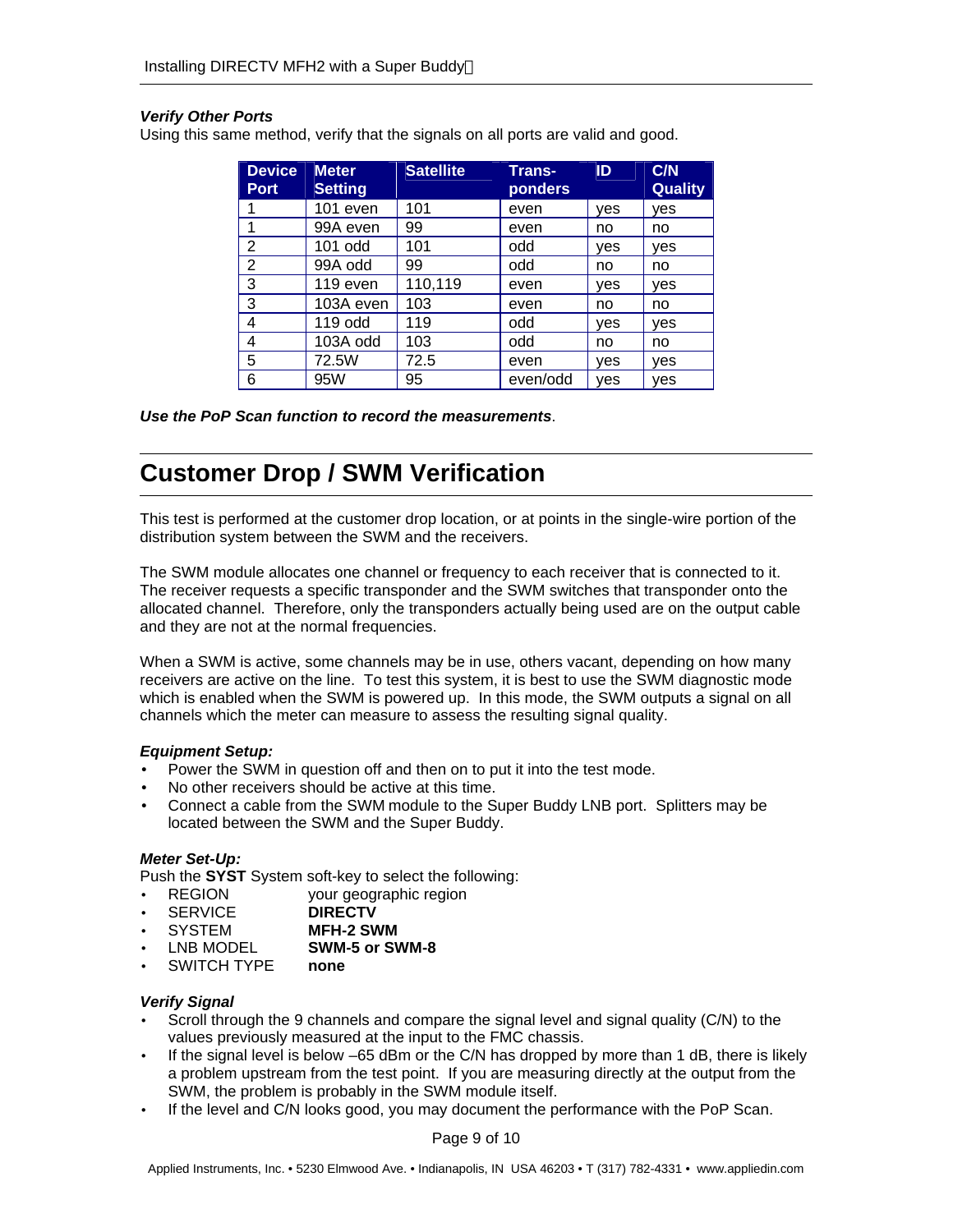### *Verify Other Ports*

Using this same method, verify that the signals on all ports are valid and good.

| Device Port | Meter Setting | Satellite | Trans-ponders | ID | C/N Quality |
|---|---|---|---|---|---|
| 1 | 101 even | 101 | even | yes | yes |
| 1 | 99A even | 99 | even | no | no |
| 2 | 101 odd | 101 | odd | yes | yes |
| 2 | 99A odd | 99 | odd | no | no |
| 3 | 119 even | 110,119 | even | yes | yes |
| 3 | 103A even | 103 | even | no | no |
| 4 | 119 odd | 119 | odd | yes | yes |
| 4 | 103A odd | 103 | odd | no | no |
| 5 | 72.5W | 72.5 | even | yes | yes |
| 6 | 95W | 95 | even/odd | yes | yes |

***Use the PoP Scan function to record the measurements***.

## Customer Drop / SWM Verification

This test is performed at the customer drop location, or at points in the single-wire portion of the distribution system between the SWM and the receivers.

The SWM module allocates one channel or frequency to each receiver that is connected to it. The receiver requests a specific transponder and the SWM switches that transponder onto the allocated channel. Therefore, only the transponders actually being used are on the output cable and they are not at the normal frequencies.

When a SWM is active, some channels may be in use, others vacant, depending on how many receivers are active on the line. To test this system, it is best to use the SWM diagnostic mode which is enabled when the SWM is powered up. In this mode, the SWM outputs a signal on all channels which the meter can measure to assess the resulting signal quality.

### *Equipment Setup:*

- Power the SWM in question off and then on to put it into the test mode.
- No other receivers should be active at this time.
- Connect a cable from the SWM module to the Super Buddy LNB port. Splitters may be located between the SWM and the Super Buddy.

### *Meter Set-Up:*

Push the **SYST** System soft-key to select the following:

- REGION your geographic region
- SERVICE **DIRECTV**
- SYSTEM **MFH-2 SWM**
- LNB MODEL **SWM-5 or SWM-8**
- SWITCH TYPE **none**

### *Verify Signal*

- Scroll through the 9 channels and compare the signal level and signal quality (C/N) to the values previously measured at the input to the FMC chassis.
- If the signal level is below –65 dBm or the C/N has dropped by more than 1 dB, there is likely a problem upstream from the test point. If you are measuring directly at the output from the SWM, the problem is probably in the SWM module itself.
- If the level and C/N looks good, you may document the performance with the PoP Scan.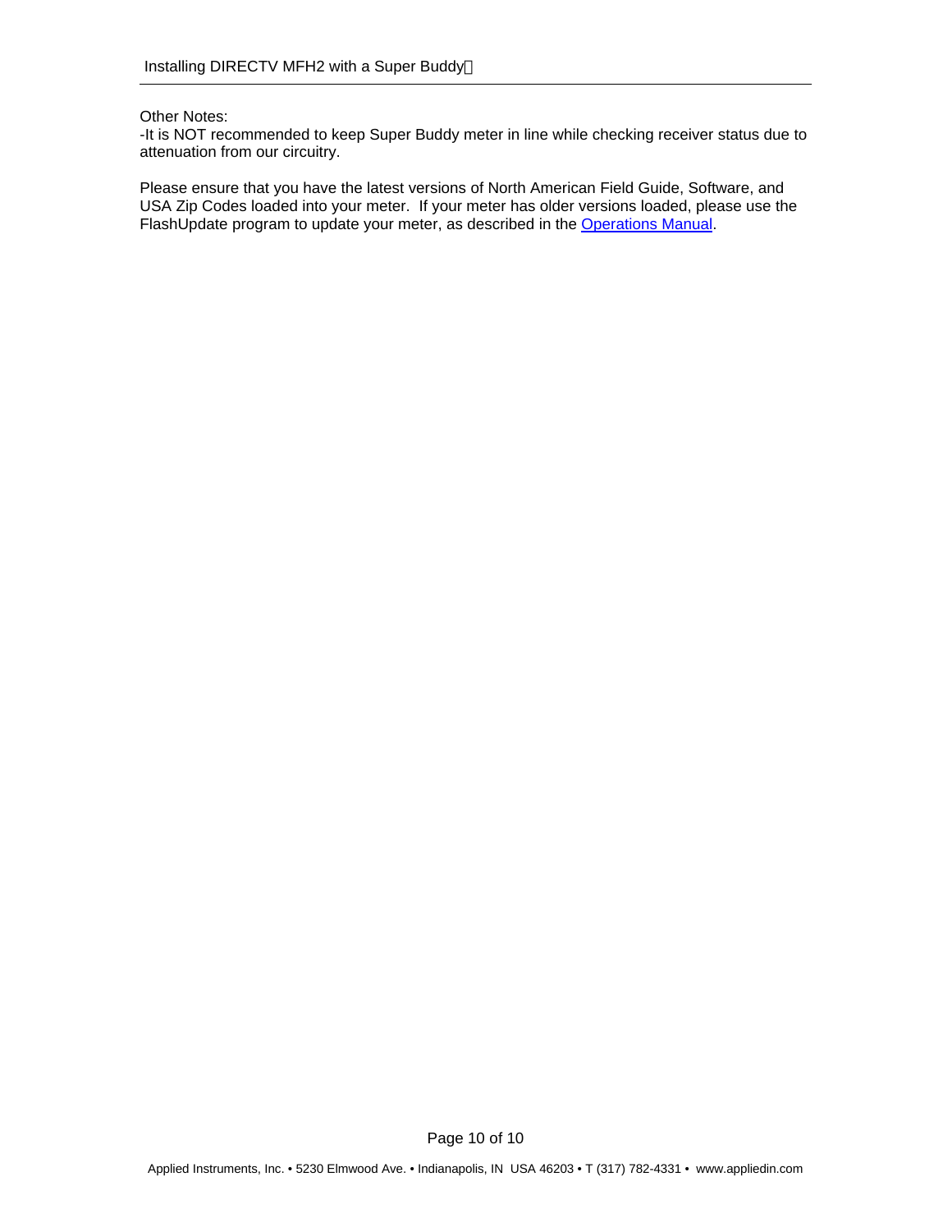Other Notes:
-It is NOT recommended to keep Super Buddy meter in line while checking receiver status due to attenuation from our circuitry.

Please ensure that you have the latest versions of North American Field Guide, Software, and USA Zip Codes loaded into your meter. If your meter has older versions loaded, please use the FlashUpdate program to update your meter, as described in the Operations Manual.